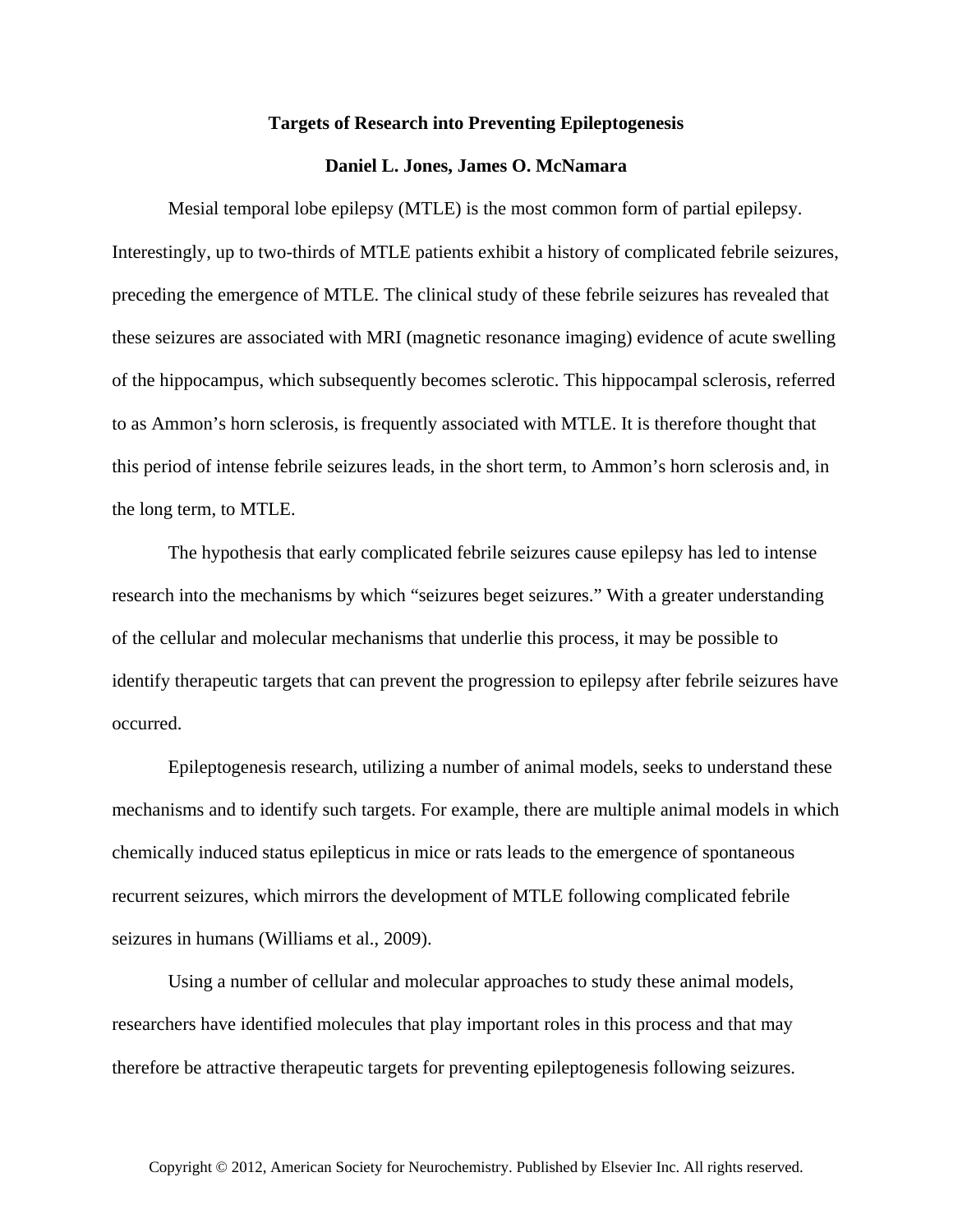# Targets of Research into Preventing Epileptogenesis

**Daniel L. Jones, James O. McNamara**

Mesial temporal lobe epilepsy (MTLE) is the most common form of partial epilepsy. Interestingly, up to two-thirds of MTLE patients exhibit a history of complicated febrile seizures, preceding the emergence of MTLE. The clinical study of these febrile seizures has revealed that these seizures are associated with MRI (magnetic resonance imaging) evidence of acute swelling of the hippocampus, which subsequently becomes sclerotic. This hippocampal sclerosis, referred to as Ammon's horn sclerosis, is frequently associated with MTLE. It is therefore thought that this period of intense febrile seizures leads, in the short term, to Ammon's horn sclerosis and, in the long term, to MTLE.

The hypothesis that early complicated febrile seizures cause epilepsy has led to intense research into the mechanisms by which "seizures beget seizures." With a greater understanding of the cellular and molecular mechanisms that underlie this process, it may be possible to identify therapeutic targets that can prevent the progression to epilepsy after febrile seizures have occurred.

Epileptogenesis research, utilizing a number of animal models, seeks to understand these mechanisms and to identify such targets. For example, there are multiple animal models in which chemically induced status epilepticus in mice or rats leads to the emergence of spontaneous recurrent seizures, which mirrors the development of MTLE following complicated febrile seizures in humans (Williams et al., 2009).

Using a number of cellular and molecular approaches to study these animal models, researchers have identified molecules that play important roles in this process and that may therefore be attractive therapeutic targets for preventing epileptogenesis following seizures.

Copyright © 2012, American Society for Neurochemistry. Published by Elsevier Inc. All rights reserved.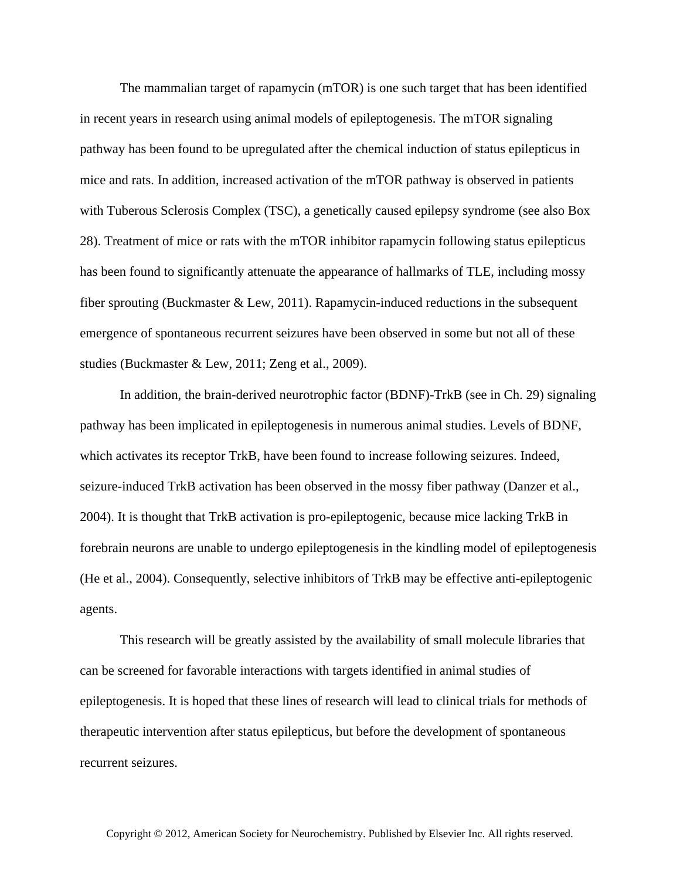The mammalian target of rapamycin (mTOR) is one such target that has been identified in recent years in research using animal models of epileptogenesis. The mTOR signaling pathway has been found to be upregulated after the chemical induction of status epilepticus in mice and rats. In addition, increased activation of the mTOR pathway is observed in patients with Tuberous Sclerosis Complex (TSC), a genetically caused epilepsy syndrome (see also Box 28). Treatment of mice or rats with the mTOR inhibitor rapamycin following status epilepticus has been found to significantly attenuate the appearance of hallmarks of TLE, including mossy fiber sprouting (Buckmaster & Lew, 2011). Rapamycin-induced reductions in the subsequent emergence of spontaneous recurrent seizures have been observed in some but not all of these studies (Buckmaster & Lew, 2011; Zeng et al., 2009).

In addition, the brain-derived neurotrophic factor (BDNF)-TrkB (see in Ch. 29) signaling pathway has been implicated in epileptogenesis in numerous animal studies. Levels of BDNF, which activates its receptor TrkB, have been found to increase following seizures. Indeed, seizure-induced TrkB activation has been observed in the mossy fiber pathway (Danzer et al., 2004). It is thought that TrkB activation is pro-epileptogenic, because mice lacking TrkB in forebrain neurons are unable to undergo epileptogenesis in the kindling model of epileptogenesis (He et al., 2004). Consequently, selective inhibitors of TrkB may be effective anti-epileptogenic agents.

This research will be greatly assisted by the availability of small molecule libraries that can be screened for favorable interactions with targets identified in animal studies of epileptogenesis. It is hoped that these lines of research will lead to clinical trials for methods of therapeutic intervention after status epilepticus, but before the development of spontaneous recurrent seizures.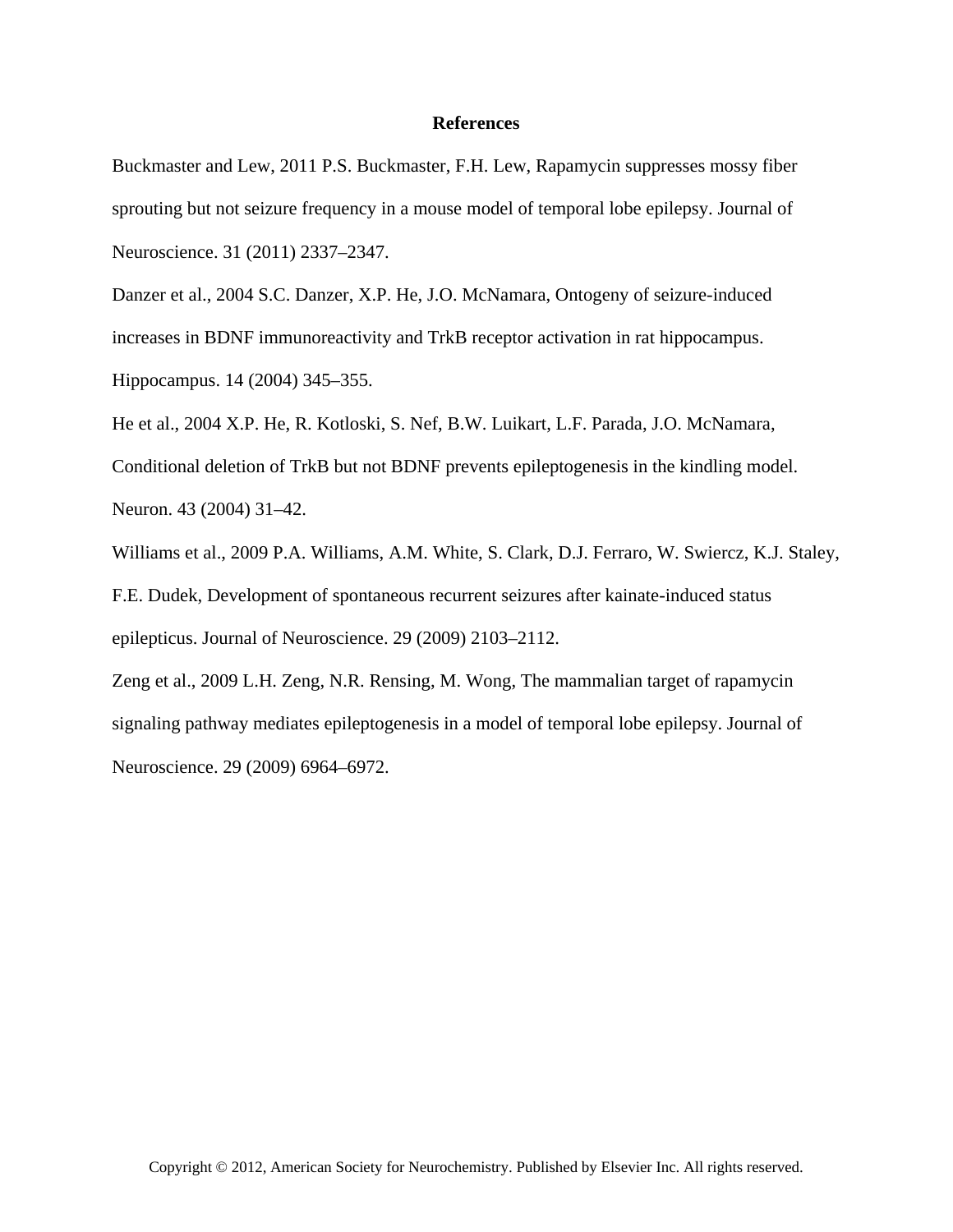## References

Buckmaster and Lew, 2011 P.S. Buckmaster, F.H. Lew, Rapamycin suppresses mossy fiber sprouting but not seizure frequency in a mouse model of temporal lobe epilepsy. Journal of Neuroscience. 31 (2011) 2337–2347.

Danzer et al., 2004 S.C. Danzer, X.P. He, J.O. McNamara, Ontogeny of seizure-induced increases in BDNF immunoreactivity and TrkB receptor activation in rat hippocampus. Hippocampus. 14 (2004) 345–355.

He et al., 2004 X.P. He, R. Kotloski, S. Nef, B.W. Luikart, L.F. Parada, J.O. McNamara, Conditional deletion of TrkB but not BDNF prevents epileptogenesis in the kindling model. Neuron. 43 (2004) 31–42.

Williams et al., 2009 P.A. Williams, A.M. White, S. Clark, D.J. Ferraro, W. Swiercz, K.J. Staley, F.E. Dudek, Development of spontaneous recurrent seizures after kainate-induced status epilepticus. Journal of Neuroscience. 29 (2009) 2103–2112.

Zeng et al., 2009 L.H. Zeng, N.R. Rensing, M. Wong, The mammalian target of rapamycin signaling pathway mediates epileptogenesis in a model of temporal lobe epilepsy. Journal of Neuroscience. 29 (2009) 6964–6972.

Copyright © 2012, American Society for Neurochemistry. Published by Elsevier Inc. All rights reserved.